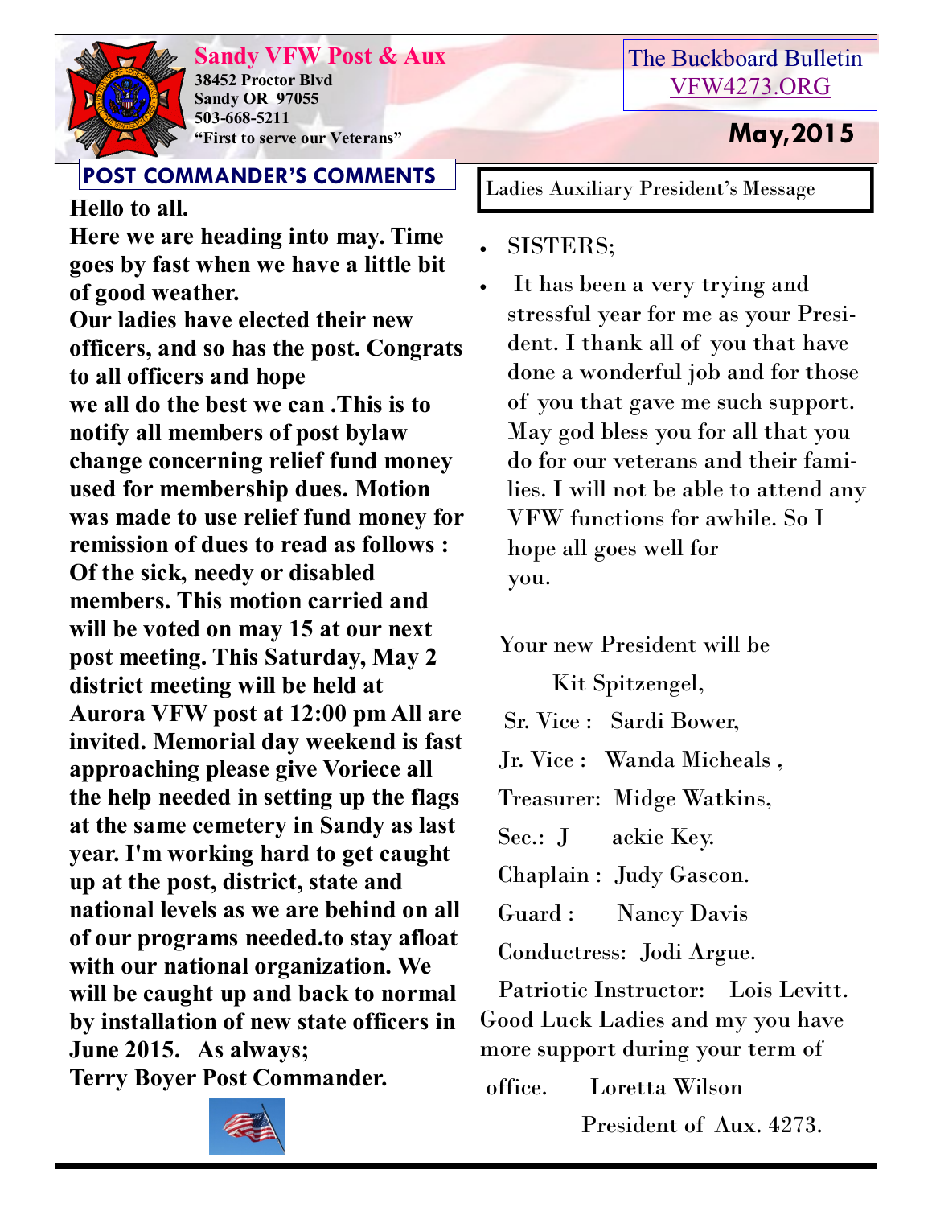# Sandy VFW Post & Aux

**38452 Proctor Blvd**
**Sandy OR 97055**
**503-668-5211**
**"First to serve our Veterans"**

The Buckboard Bulletin
VFW4273.ORG

**May,2015**

## POST COMMANDER'S COMMENTS

**Hello to all.**

**Here we are heading into may. Time goes by fast when we have a little bit of good weather.**

**Our ladies have elected their new officers, and so has the post. Congrats to all officers and hope we all do the best we can .This is to notify all members of post bylaw change concerning relief fund money used for membership dues. Motion was made to use relief fund money for remission of dues to read as follows : Of the sick, needy or disabled members. This motion carried and will be voted on may 15 at our next post meeting. This Saturday, May 2 district meeting will be held at Aurora VFW post at 12:00 pm All are invited. Memorial day weekend is fast approaching please give Voriece all the help needed in setting up the flags at the same cemetery in Sandy as last year. I'm working hard to get caught up at the post, district, state and national levels as we are behind on all of our programs needed.to stay afloat with our national organization. We will be caught up and back to normal by installation of new state officers in June 2015. As always;**

**Terry Boyer Post Commander.**

## Ladies Auxiliary President's Message

- SISTERS;
- It has been a very trying and stressful year for me as your President. I thank all of you that have done a wonderful job and for those of you that gave me such support. May god bless you for all that you do for our veterans and their families. I will not be able to attend any VFW functions for awhile. So I hope all goes well for you.

Your new President will be

Kit Spitzengel,

Sr. Vice : Sardi Bower,

Jr. Vice : Wanda Micheals ,

Treasurer: Midge Watkins,

Sec.: J ackie Key.

Chaplain : Judy Gascon.

Guard : Nancy Davis

Conductress: Jodi Argue.

Patriotic Instructor: Lois Levitt.

Good Luck Ladies and my you have more support during your term of office. Loretta Wilson

President of Aux. 4273.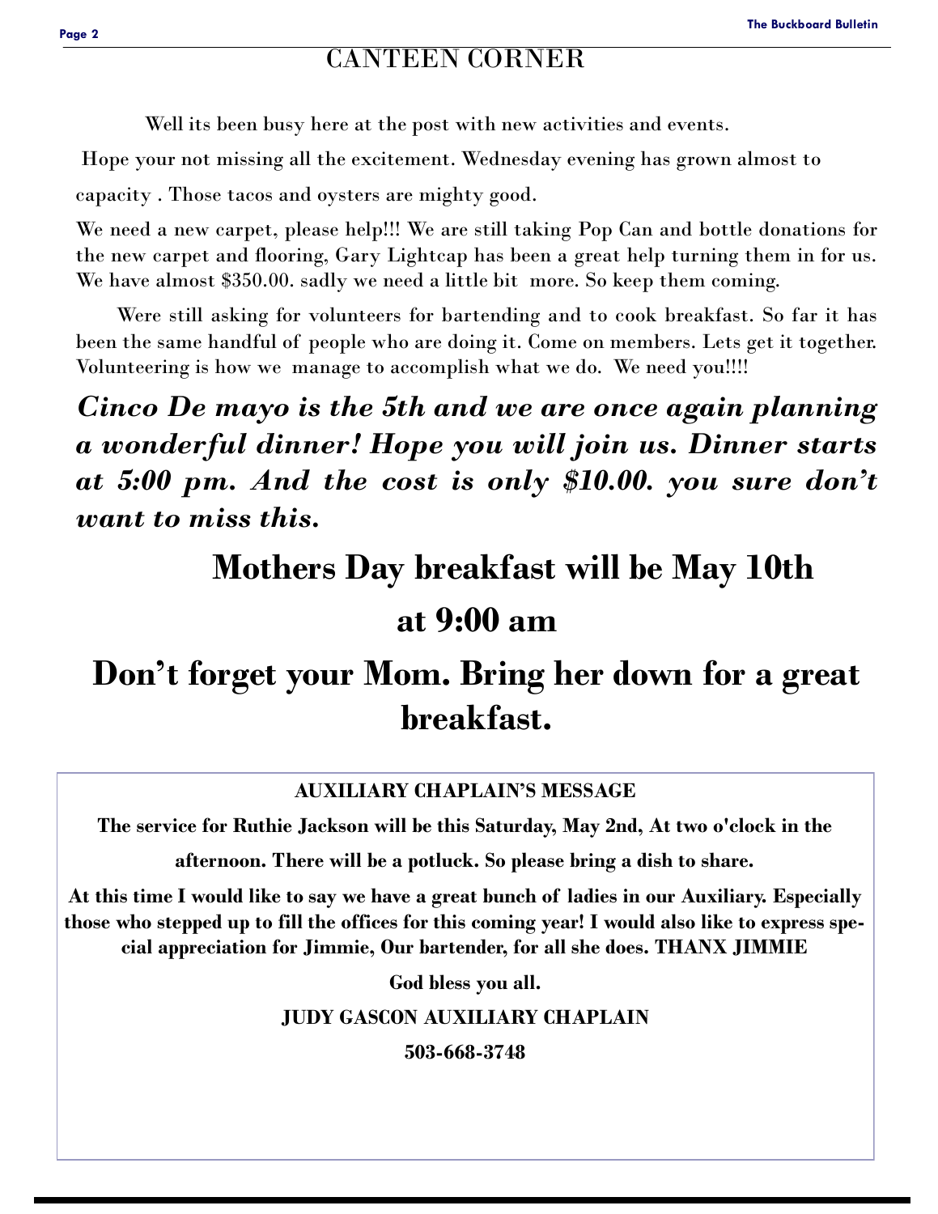## CANTEEN CORNER

Well its been busy here at the post with new activities and events.

Hope your not missing all the excitement. Wednesday evening has grown almost to capacity . Those tacos and oysters are mighty good.

We need a new carpet, please help!!! We are still taking Pop Can and bottle donations for the new carpet and flooring, Gary Lightcap has been a great help turning them in for us. We have almost $350.00. sadly we need a little bit more. So keep them coming.

Were still asking for volunteers for bartending and to cook breakfast. So far it has been the same handful of people who are doing it. Come on members. Lets get it together. Volunteering is how we manage to accomplish what we do. We need you!!!!

***Cinco De mayo is the 5th and we are once again planning a wonderful dinner! Hope you will join us. Dinner starts at 5:00 pm. And the cost is only $10.00. you sure don't want to miss this.***

# Mothers Day breakfast will be May 10th at 9:00 am

# Don't forget your Mom. Bring her down for a great breakfast.

**AUXILIARY CHAPLAIN'S MESSAGE**

**The service for Ruthie Jackson will be this Saturday, May 2nd, At two o'clock in the afternoon. There will be a potluck. So please bring a dish to share.**

**At this time I would like to say we have a great bunch of ladies in our Auxiliary. Especially those who stepped up to fill the offices for this coming year! I would also like to express special appreciation for Jimmie, Our bartender, for all she does. THANX JIMMIE**

**God bless you all.**

**JUDY GASCON AUXILIARY CHAPLAIN**

**503-668-3748**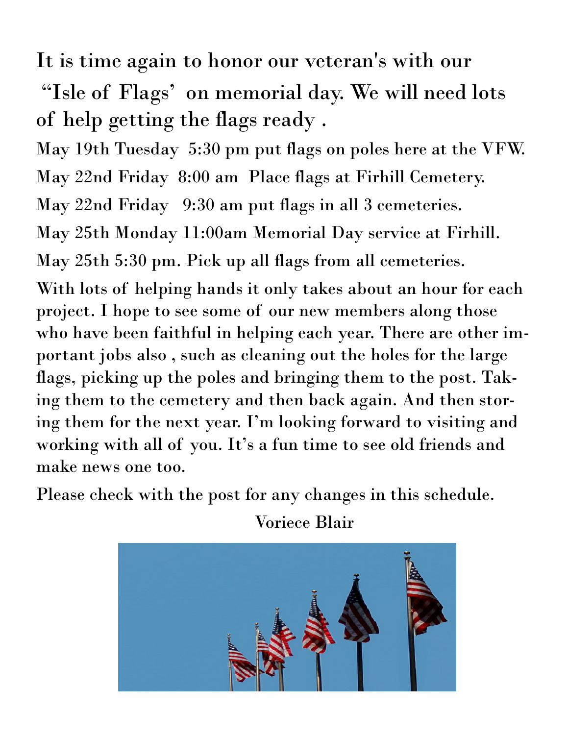It is time again to honor our veteran's with our "Isle of Flags' on memorial day. We will need lots of help getting the flags ready .

May 19th Tuesday 5:30 pm put flags on poles here at the VFW.

May 22nd Friday 8:00 am Place flags at Firhill Cemetery.

May 22nd Friday 9:30 am put flags in all 3 cemeteries.

May 25th Monday 11:00am Memorial Day service at Firhill.

May 25th 5:30 pm. Pick up all flags from all cemeteries.

With lots of helping hands it only takes about an hour for each project. I hope to see some of our new members along those who have been faithful in helping each year. There are other important jobs also , such as cleaning out the holes for the large flags, picking up the poles and bringing them to the post. Taking them to the cemetery and then back again. And then storing them for the next year. I'm looking forward to visiting and working with all of you. It's a fun time to see old friends and make news one too.

Please check with the post for any changes in this schedule.

Voriece Blair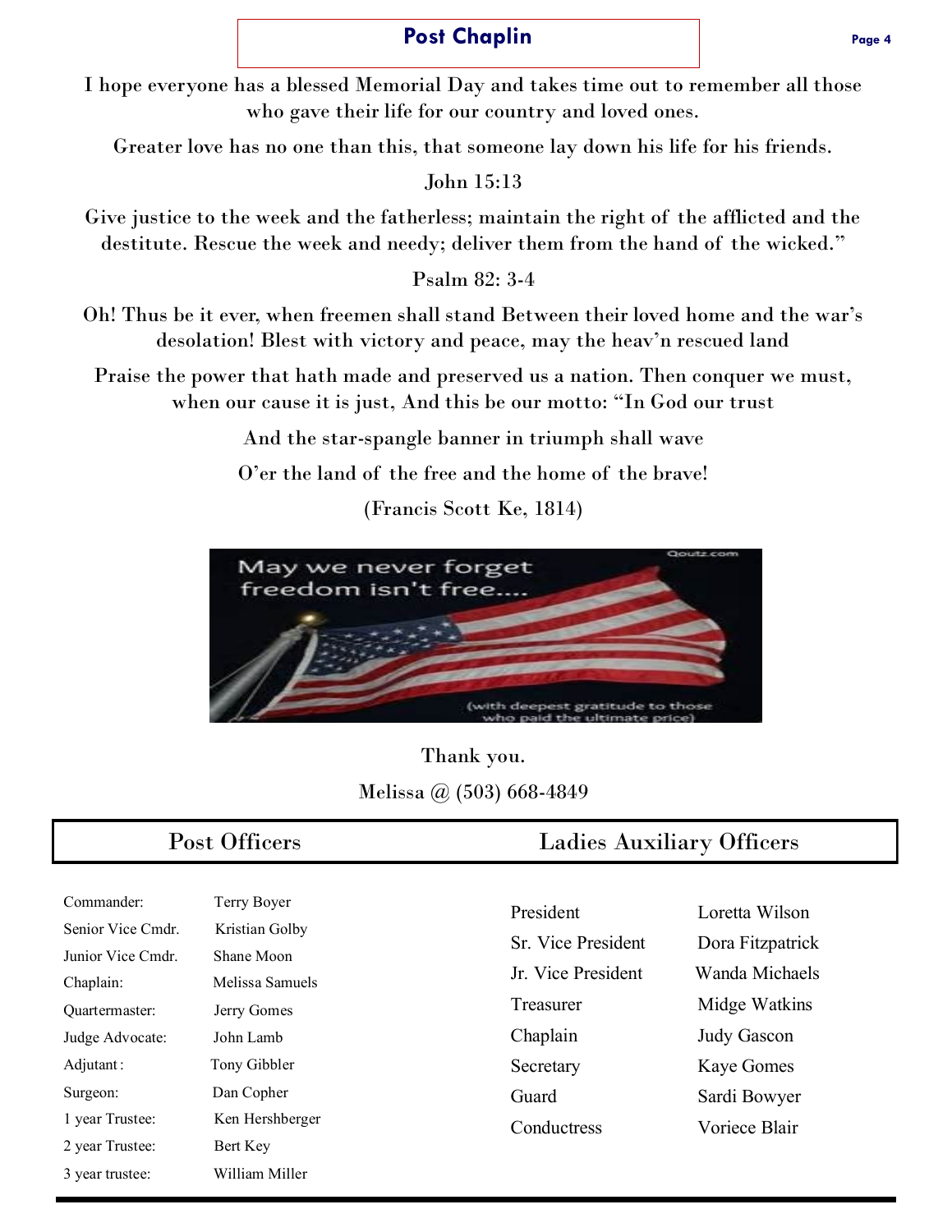## Post Chaplin

I hope everyone has a blessed Memorial Day and takes time out to remember all those who gave their life for our country and loved ones.

Greater love has no one than this, that someone lay down his life for his friends.

John 15:13

Give justice to the week and the fatherless; maintain the right of the afflicted and the destitute. Rescue the week and needy; deliver them from the hand of the wicked."

Psalm 82: 3-4

Oh! Thus be it ever, when freemen shall stand Between their loved home and the war's desolation! Blest with victory and peace, may the heav'n rescued land

Praise the power that hath made and preserved us a nation. Then conquer we must, when our cause it is just, And this be our motto: "In God our trust

And the star-spangle banner in triumph shall wave

O'er the land of the free and the home of the brave!

(Francis Scott Ke, 1814)

Thank you.

Melissa @ (503) 668-4849

## Post Officers

| | |
|---|---|
| Commander: | Terry Boyer |
| Senior Vice Cmdr. | Kristian Golby |
| Junior Vice Cmdr. | Shane Moon |
| Chaplain: | Melissa Samuels |
| Quartermaster: | Jerry Gomes |
| Judge Advocate: | John Lamb |
| Adjutant: | Tony Gibbler |
| Surgeon: | Dan Copher |
| 1 year Trustee: | Ken Hershberger |
| 2 year Trustee: | Bert Key |
| 3 year trustee: | William Miller |

## Ladies Auxiliary Officers

| | |
|---|---|
| President | Loretta Wilson |
| Sr. Vice President | Dora Fitzpatrick |
| Jr. Vice President | Wanda Michaels |
| Treasurer | Midge Watkins |
| Chaplain | Judy Gascon |
| Secretary | Kaye Gomes |
| Guard | Sardi Bowyer |
| Conductress | Voriece Blair |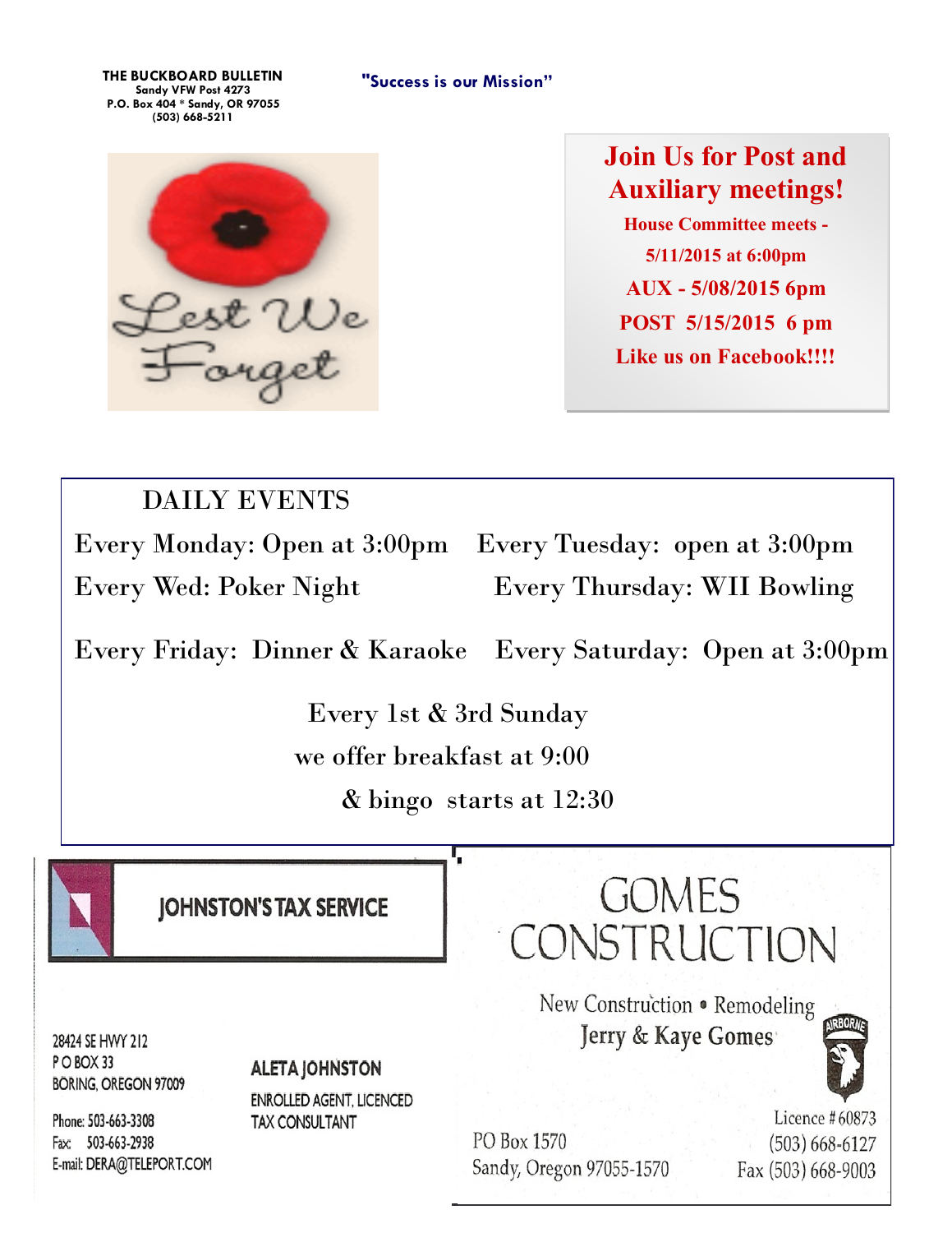**THE BUCKBOARD BULLETIN**
**Sandy VFW Post 4273**
**P.O. Box 404 * Sandy, OR 97055**
**(503) 668-5211**

**"Success is our Mission"**

Lest We Forget

## Join Us for Post and Auxiliary meetings!

**House Committee meets - 5/11/2015 at 6:00pm**

**AUX - 5/08/2015 6pm**

**POST 5/15/2015 6 pm**

**Like us on Facebook!!!!**

## DAILY EVENTS

Every Monday: Open at 3:00pm

Every Tuesday: open at 3:00pm

Every Wed: Poker Night

Every Thursday: WII Bowling

Every Friday: Dinner & Karaoke

Every Saturday: Open at 3:00pm

Every 1st & 3rd Sunday
we offer breakfast at 9:00
& bingo starts at 12:30

---

**JOHNSTON'S TAX SERVICE**

28424 SE HWY 212
P O BOX 33
BORING, OREGON 97009

Phone: 503-663-3308
Fax: 503-663-2938
E-mail: DERA@TELEPORT.COM

**ALETA JOHNSTON**
ENROLLED AGENT, LICENCED TAX CONSULTANT

---

**GOMES CONSTRUCTION**

New Construction • Remodeling
Jerry & Kaye Gomes

AIRBORNE

PO Box 1570
Sandy, Oregon 97055-1570

Licence # 60873
(503) 668-6127
Fax (503) 668-9003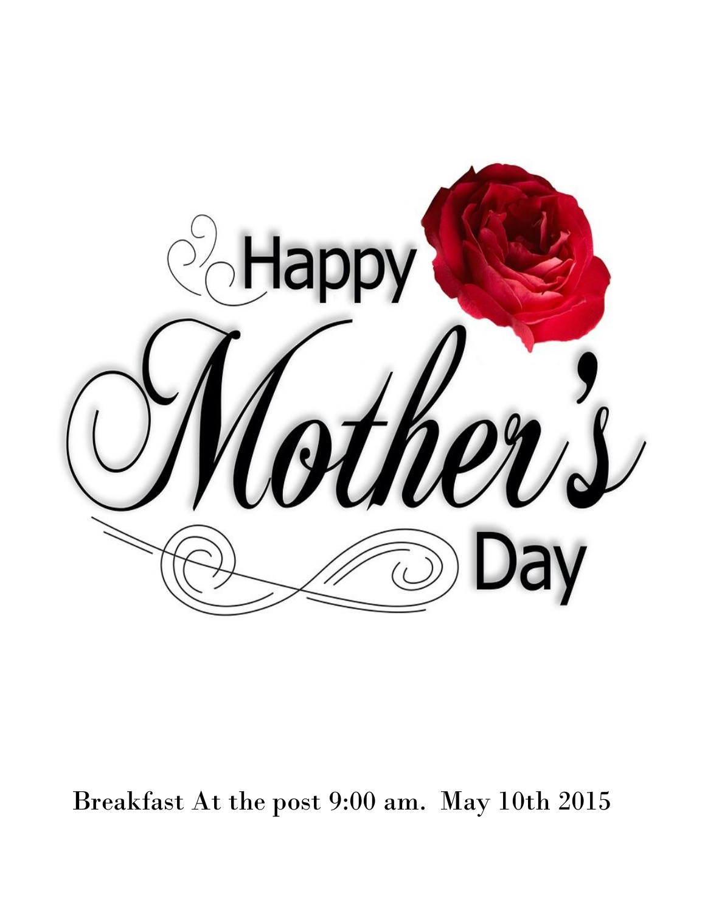# Happy Mother's Day

Breakfast At the post 9:00 am. May 10th 2015